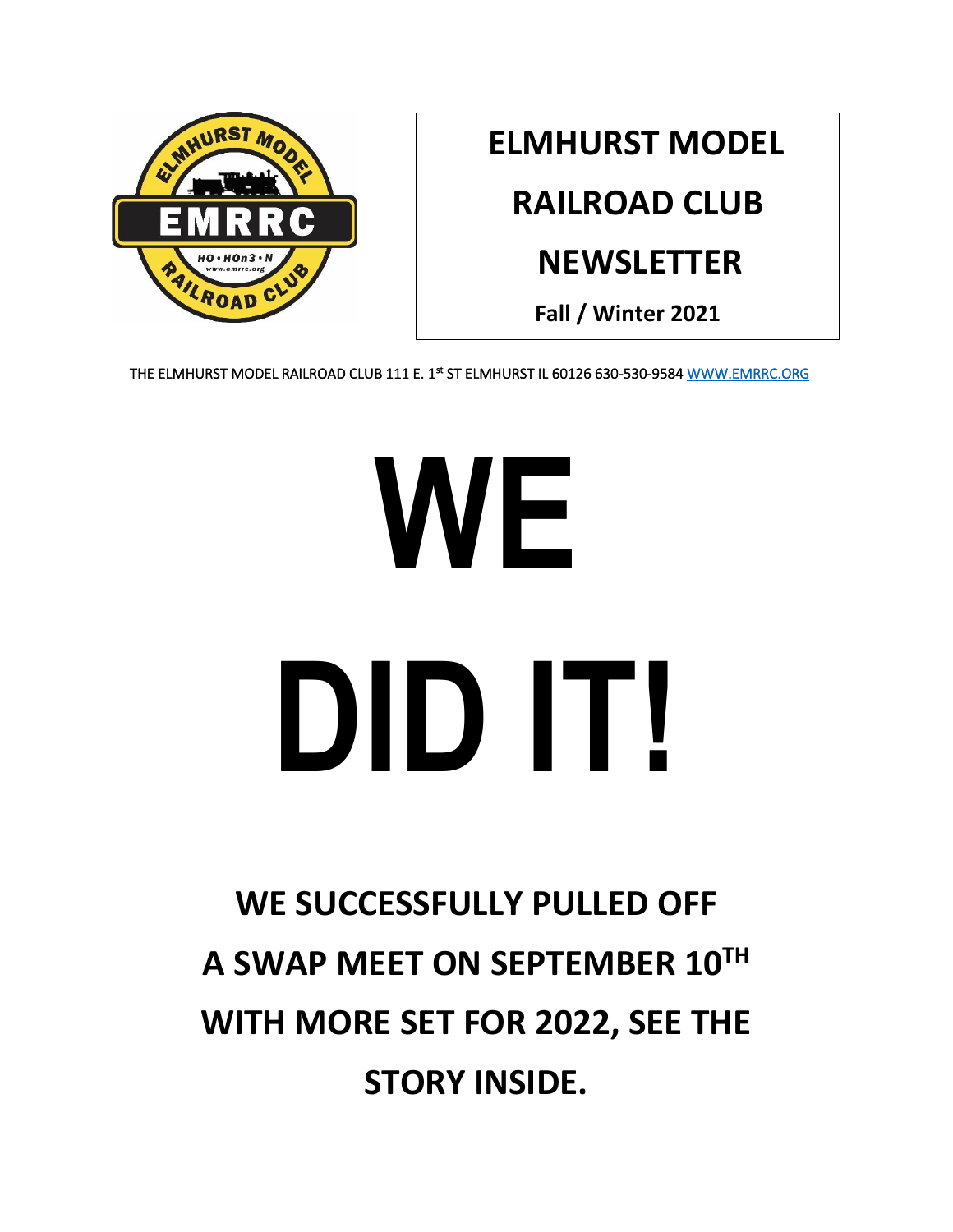# ELMHURST MODEL RAILROAD CLUB NEWSLETTER

**Fall / Winter 2021**

THE ELMHURST MODEL RAILROAD CLUB 111 E. 1st ST ELMHURST IL 60126 630-530-9584 WWW.EMRRC.ORG

# WE DID IT!

**WE SUCCESSFULLY PULLED OFF A SWAP MEET ON SEPTEMBER 10TH WITH MORE SET FOR 2022, SEE THE STORY INSIDE.**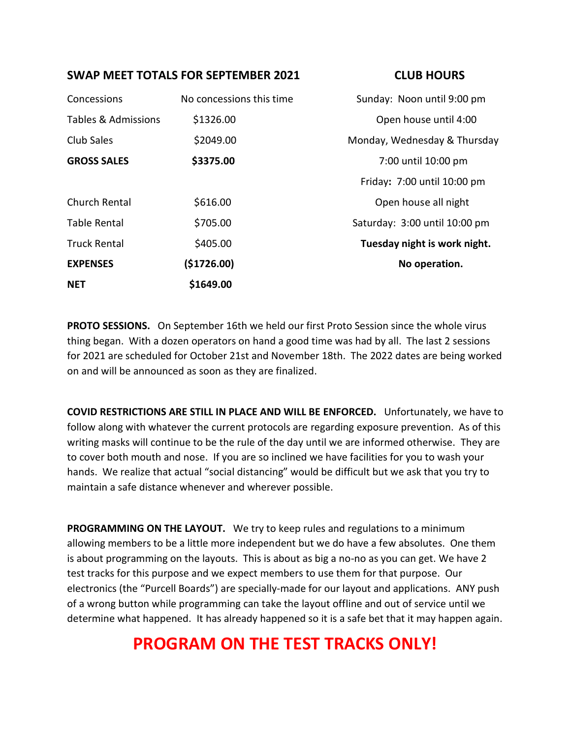## SWAP MEET TOTALS FOR SEPTEMBER 2021

| | |
|---|---|
| Concessions | No concessions this time |
| Tables & Admissions | \$1326.00 |
| Club Sales | \$2049.00 |
| **GROSS SALES** | **\$3375.00** |
| | |
| Church Rental | \$616.00 |
| Table Rental | \$705.00 |
| Truck Rental | \$405.00 |
| **EXPENSES** | **(\$1726.00)** |
| **NET** | **\$1649.00** |

## CLUB HOURS

Sunday: Noon until 9:00 pm

Open house until 4:00

Monday, Wednesday & Thursday

7:00 until 10:00 pm

Friday**:** 7:00 until 10:00 pm

Open house all night

Saturday: 3:00 until 10:00 pm

**Tuesday night is work night.**

**No operation.**

**PROTO SESSIONS.** On September 16th we held our first Proto Session since the whole virus thing began. With a dozen operators on hand a good time was had by all. The last 2 sessions for 2021 are scheduled for October 21st and November 18th. The 2022 dates are being worked on and will be announced as soon as they are finalized.

**COVID RESTRICTIONS ARE STILL IN PLACE AND WILL BE ENFORCED.** Unfortunately, we have to follow along with whatever the current protocols are regarding exposure prevention. As of this writing masks will continue to be the rule of the day until we are informed otherwise. They are to cover both mouth and nose. If you are so inclined we have facilities for you to wash your hands. We realize that actual "social distancing" would be difficult but we ask that you try to maintain a safe distance whenever and wherever possible.

**PROGRAMMING ON THE LAYOUT.** We try to keep rules and regulations to a minimum allowing members to be a little more independent but we do have a few absolutes. One them is about programming on the layouts. This is about as big a no-no as you can get. We have 2 test tracks for this purpose and we expect members to use them for that purpose. Our electronics (the "Purcell Boards") are specially-made for our layout and applications. ANY push of a wrong button while programming can take the layout offline and out of service until we determine what happened. It has already happened so it is a safe bet that it may happen again.

# PROGRAM ON THE TEST TRACKS ONLY!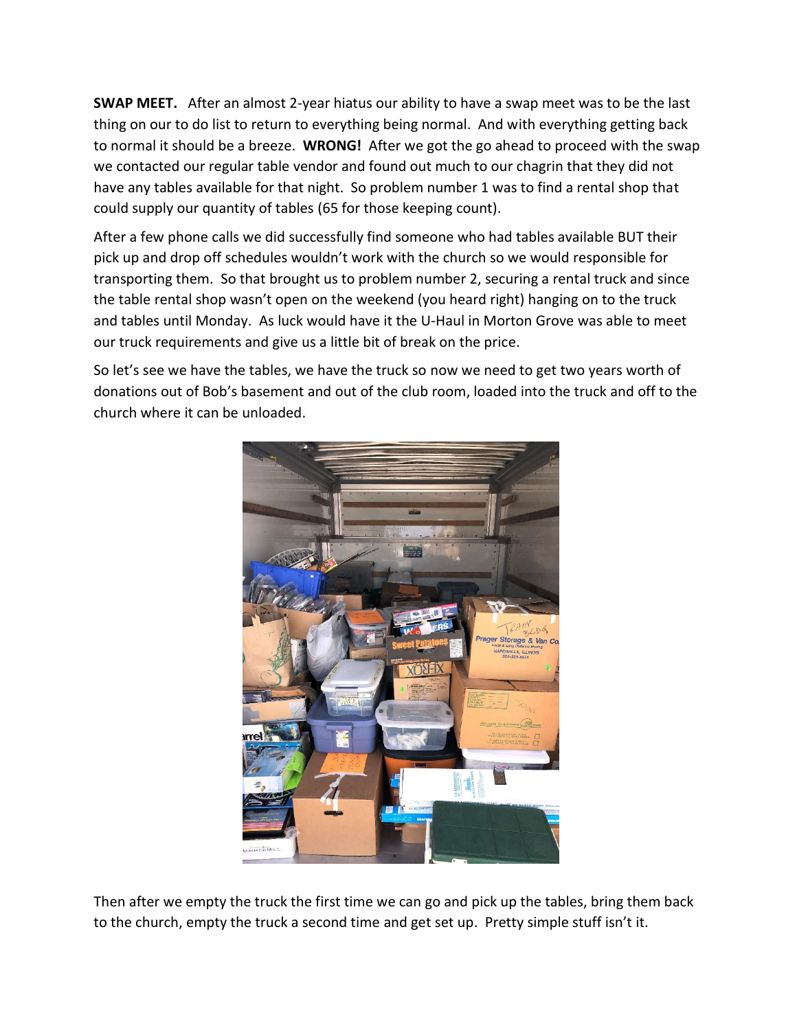**SWAP MEET.** After an almost 2-year hiatus our ability to have a swap meet was to be the last thing on our to do list to return to everything being normal. And with everything getting back to normal it should be a breeze. **WRONG!** After we got the go ahead to proceed with the swap we contacted our regular table vendor and found out much to our chagrin that they did not have any tables available for that night. So problem number 1 was to find a rental shop that could supply our quantity of tables (65 for those keeping count).

After a few phone calls we did successfully find someone who had tables available BUT their pick up and drop off schedules wouldn't work with the church so we would responsible for transporting them. So that brought us to problem number 2, securing a rental truck and since the table rental shop wasn't open on the weekend (you heard right) hanging on to the truck and tables until Monday. As luck would have it the U-Haul in Morton Grove was able to meet our truck requirements and give us a little bit of break on the price.

So let's see we have the tables, we have the truck so now we need to get two years worth of donations out of Bob's basement and out of the club room, loaded into the truck and off to the church where it can be unloaded.

Then after we empty the truck the first time we can go and pick up the tables, bring them back to the church, empty the truck a second time and get set up. Pretty simple stuff isn't it.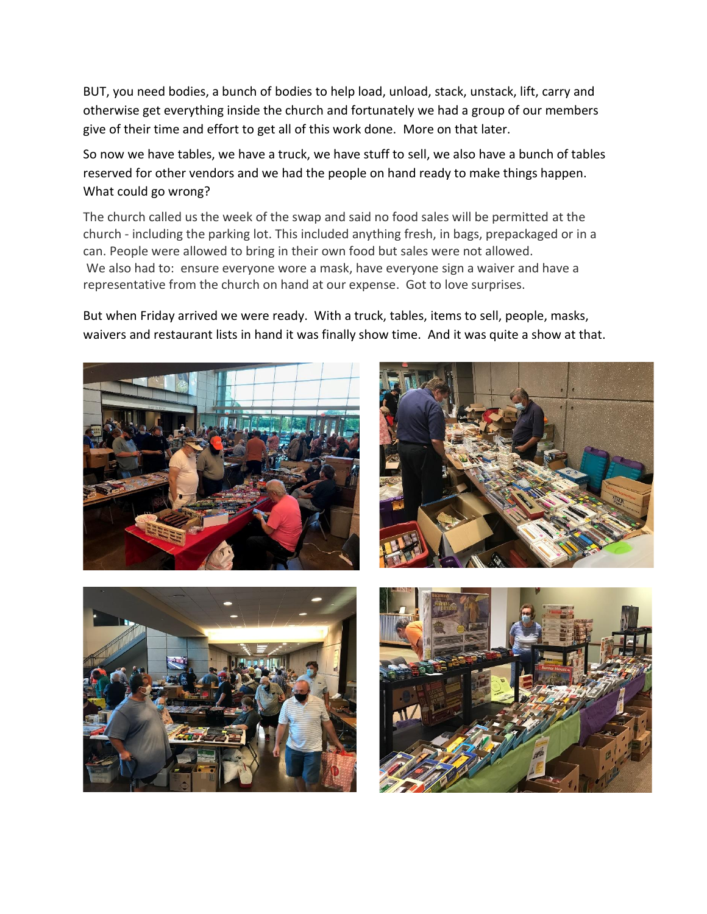BUT, you need bodies, a bunch of bodies to help load, unload, stack, unstack, lift, carry and otherwise get everything inside the church and fortunately we had a group of our members give of their time and effort to get all of this work done. More on that later.

So now we have tables, we have a truck, we have stuff to sell, we also have a bunch of tables reserved for other vendors and we had the people on hand ready to make things happen. What could go wrong?

The church called us the week of the swap and said no food sales will be permitted at the church - including the parking lot. This included anything fresh, in bags, prepackaged or in a can. People were allowed to bring in their own food but sales were not allowed. We also had to: ensure everyone wore a mask, have everyone sign a waiver and have a representative from the church on hand at our expense. Got to love surprises.

But when Friday arrived we were ready. With a truck, tables, items to sell, people, masks, waivers and restaurant lists in hand it was finally show time. And it was quite a show at that.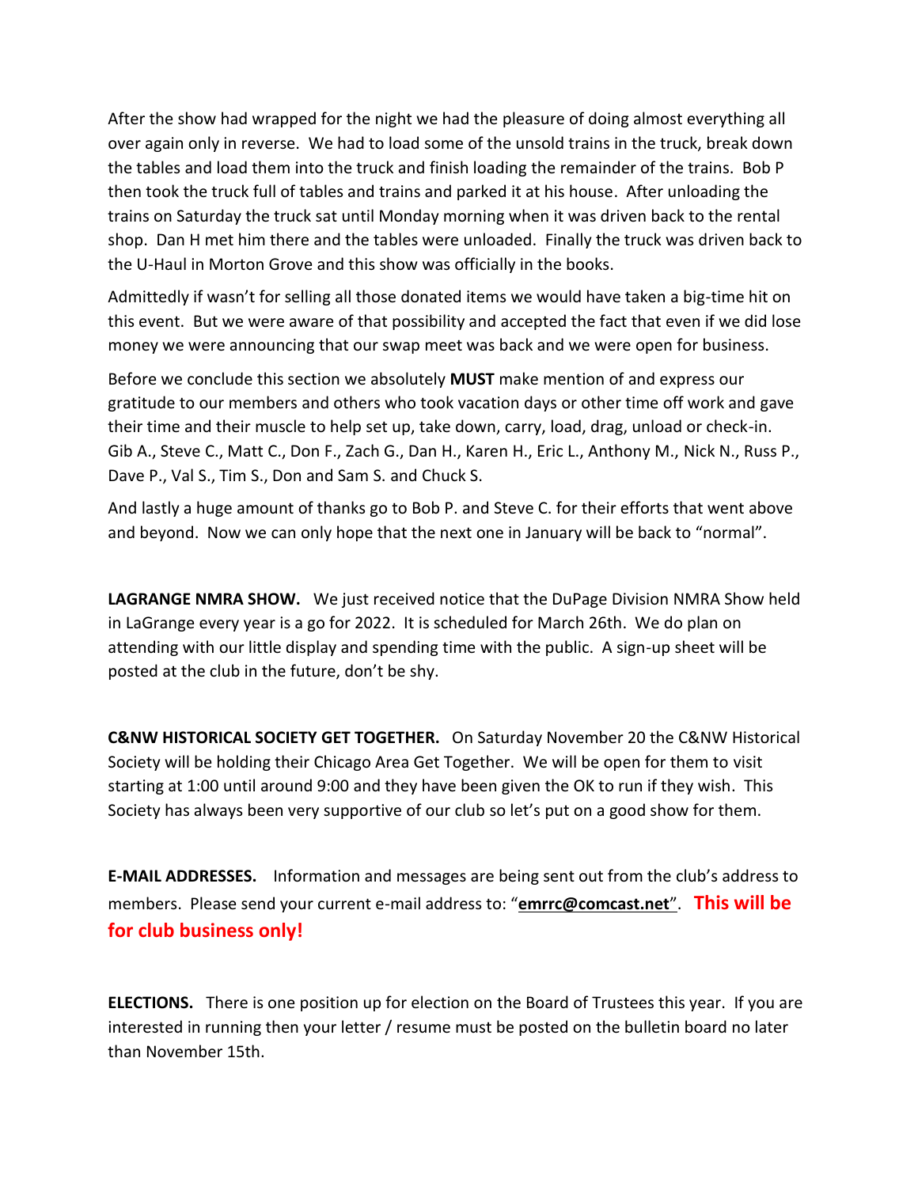After the show had wrapped for the night we had the pleasure of doing almost everything all over again only in reverse. We had to load some of the unsold trains in the truck, break down the tables and load them into the truck and finish loading the remainder of the trains. Bob P then took the truck full of tables and trains and parked it at his house. After unloading the trains on Saturday the truck sat until Monday morning when it was driven back to the rental shop. Dan H met him there and the tables were unloaded. Finally the truck was driven back to the U-Haul in Morton Grove and this show was officially in the books.

Admittedly if wasn't for selling all those donated items we would have taken a big-time hit on this event. But we were aware of that possibility and accepted the fact that even if we did lose money we were announcing that our swap meet was back and we were open for business.

Before we conclude this section we absolutely **MUST** make mention of and express our gratitude to our members and others who took vacation days or other time off work and gave their time and their muscle to help set up, take down, carry, load, drag, unload or check-in. Gib A., Steve C., Matt C., Don F., Zach G., Dan H., Karen H., Eric L., Anthony M., Nick N., Russ P., Dave P., Val S., Tim S., Don and Sam S. and Chuck S.

And lastly a huge amount of thanks go to Bob P. and Steve C. for their efforts that went above and beyond. Now we can only hope that the next one in January will be back to "normal".

**LAGRANGE NMRA SHOW.** We just received notice that the DuPage Division NMRA Show held in LaGrange every year is a go for 2022. It is scheduled for March 26th. We do plan on attending with our little display and spending time with the public. A sign-up sheet will be posted at the club in the future, don't be shy.

**C&NW HISTORICAL SOCIETY GET TOGETHER.** On Saturday November 20 the C&NW Historical Society will be holding their Chicago Area Get Together. We will be open for them to visit starting at 1:00 until around 9:00 and they have been given the OK to run if they wish. This Society has always been very supportive of our club so let's put on a good show for them.

**E-MAIL ADDRESSES.** Information and messages are being sent out from the club's address to members. Please send your current e-mail address to: "**emrrc@comcast.net**". **This will be for club business only!**

**ELECTIONS.** There is one position up for election on the Board of Trustees this year. If you are interested in running then your letter / resume must be posted on the bulletin board no later than November 15th.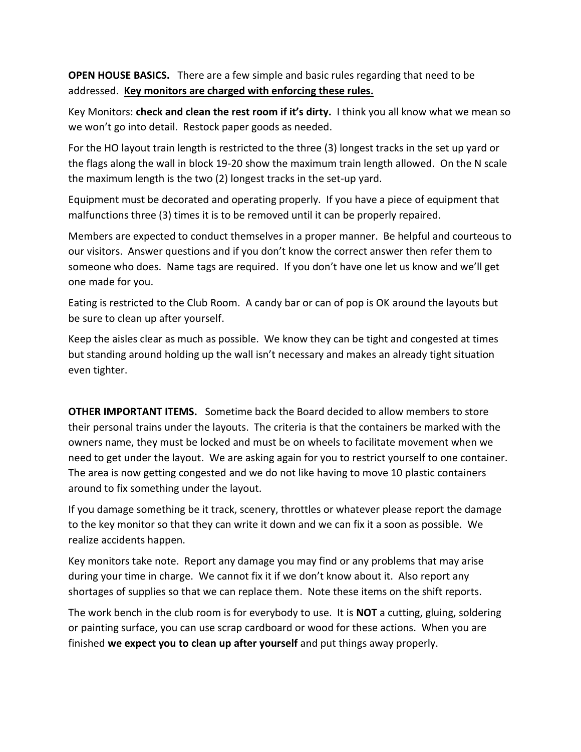**OPEN HOUSE BASICS.** There are a few simple and basic rules regarding that need to be addressed. **Key monitors are charged with enforcing these rules.**

Key Monitors: **check and clean the rest room if it's dirty.** I think you all know what we mean so we won't go into detail. Restock paper goods as needed.

For the HO layout train length is restricted to the three (3) longest tracks in the set up yard or the flags along the wall in block 19-20 show the maximum train length allowed. On the N scale the maximum length is the two (2) longest tracks in the set-up yard.

Equipment must be decorated and operating properly. If you have a piece of equipment that malfunctions three (3) times it is to be removed until it can be properly repaired.

Members are expected to conduct themselves in a proper manner. Be helpful and courteous to our visitors. Answer questions and if you don't know the correct answer then refer them to someone who does. Name tags are required. If you don't have one let us know and we'll get one made for you.

Eating is restricted to the Club Room. A candy bar or can of pop is OK around the layouts but be sure to clean up after yourself.

Keep the aisles clear as much as possible. We know they can be tight and congested at times but standing around holding up the wall isn't necessary and makes an already tight situation even tighter.

**OTHER IMPORTANT ITEMS.** Sometime back the Board decided to allow members to store their personal trains under the layouts. The criteria is that the containers be marked with the owners name, they must be locked and must be on wheels to facilitate movement when we need to get under the layout. We are asking again for you to restrict yourself to one container. The area is now getting congested and we do not like having to move 10 plastic containers around to fix something under the layout.

If you damage something be it track, scenery, throttles or whatever please report the damage to the key monitor so that they can write it down and we can fix it a soon as possible. We realize accidents happen.

Key monitors take note. Report any damage you may find or any problems that may arise during your time in charge. We cannot fix it if we don't know about it. Also report any shortages of supplies so that we can replace them. Note these items on the shift reports.

The work bench in the club room is for everybody to use. It is **NOT** a cutting, gluing, soldering or painting surface, you can use scrap cardboard or wood for these actions. When you are finished **we expect you to clean up after yourself** and put things away properly.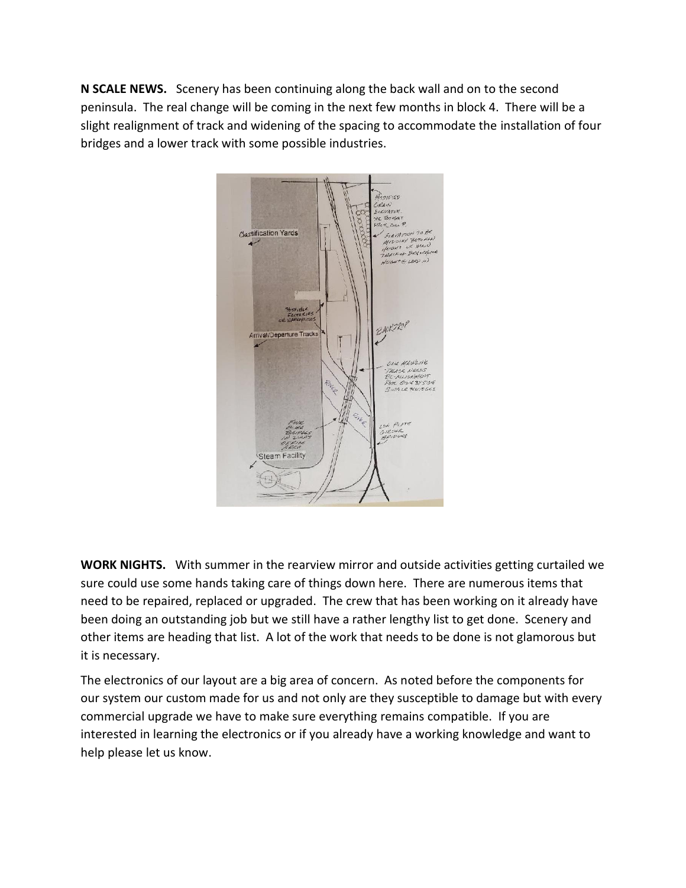**N SCALE NEWS.** Scenery has been continuing along the back wall and on to the second peninsula. The real change will be coming in the next few months in block 4. There will be a slight realignment of track and widening of the spacing to accommodate the installation of four bridges and a lower track with some possible industries.

Modified Grain Elevator We Bought From Bill P.

Elevation to be midway between height of main track & backdrop height (@ ledge)

Classification Yards

Possible Factories or Warehouses

Arrival/Departure Tracks

Backdrop

Ore Hauling Track Needs Re-alignment For Side By Side 3 Wide Bridges

River

River

Four Blind Bridges In Zones Beside Area

Low Plate Girder Bridges

Steam Facility

**WORK NIGHTS.** With summer in the rearview mirror and outside activities getting curtailed we sure could use some hands taking care of things down here. There are numerous items that need to be repaired, replaced or upgraded. The crew that has been working on it already have been doing an outstanding job but we still have a rather lengthy list to get done. Scenery and other items are heading that list. A lot of the work that needs to be done is not glamorous but it is necessary.

The electronics of our layout are a big area of concern. As noted before the components for our system our custom made for us and not only are they susceptible to damage but with every commercial upgrade we have to make sure everything remains compatible. If you are interested in learning the electronics or if you already have a working knowledge and want to help please let us know.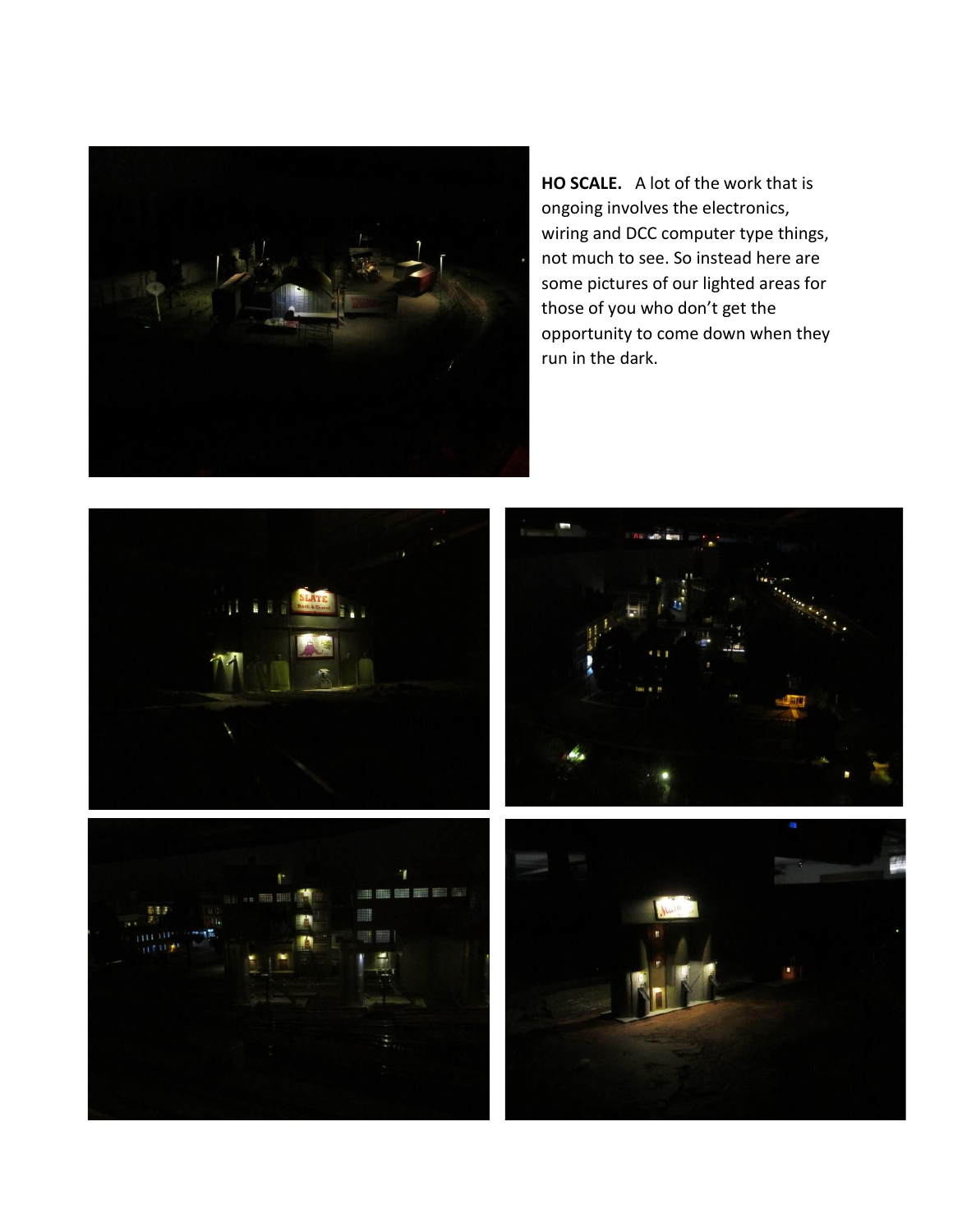**HO SCALE.** A lot of the work that is ongoing involves the electronics, wiring and DCC computer type things, not much to see. So instead here are some pictures of our lighted areas for those of you who don't get the opportunity to come down when they run in the dark.